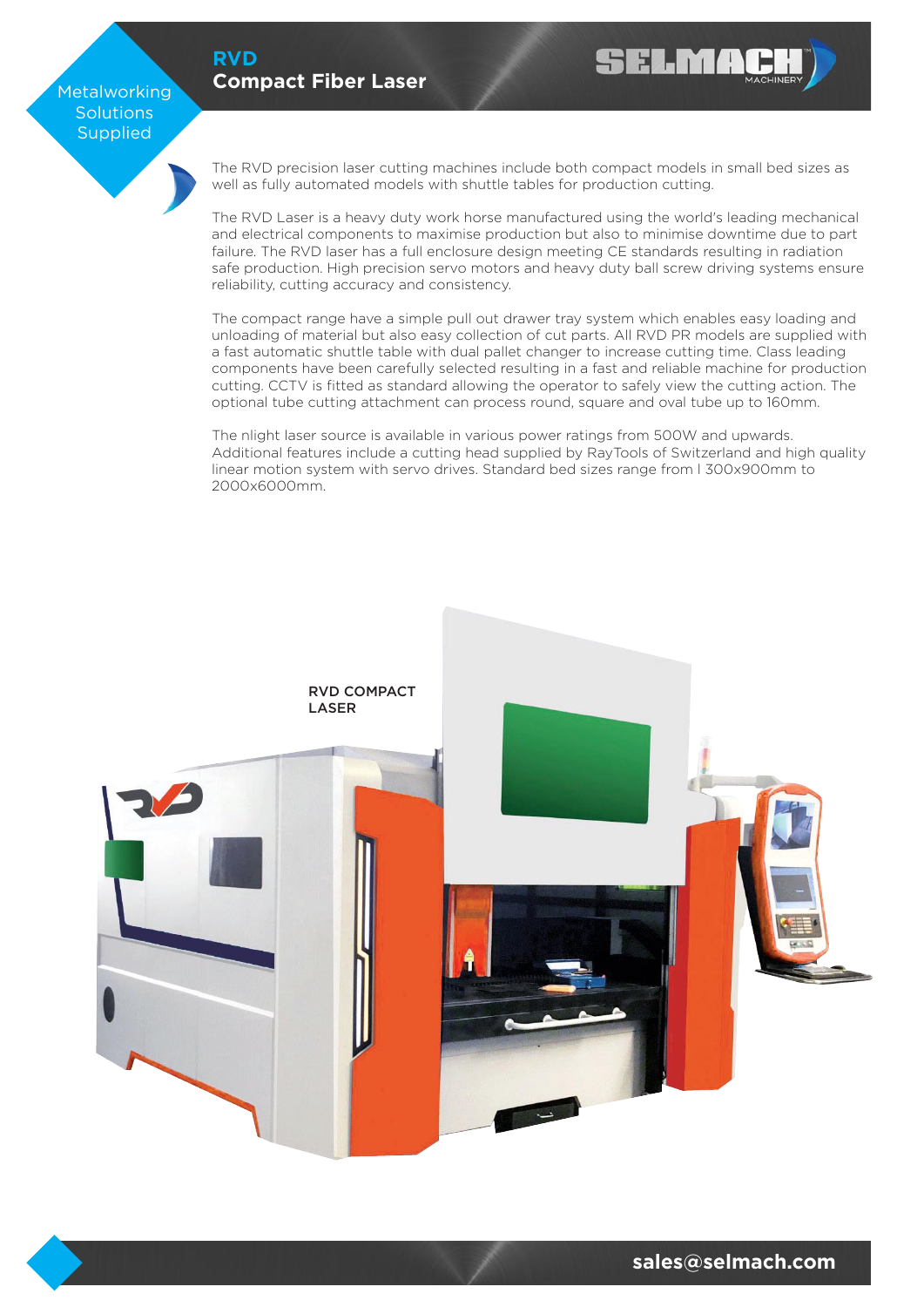Metalworking Solutions Supplied

# RVD
## Compact Fiber Laser

The RVD precision laser cutting machines include both compact models in small bed sizes as well as fully automated models with shuttle tables for production cutting.

The RVD Laser is a heavy duty work horse manufactured using the world's leading mechanical and electrical components to maximise production but also to minimise downtime due to part failure. The RVD laser has a full enclosure design meeting CE standards resulting in radiation safe production. High precision servo motors and heavy duty ball screw driving systems ensure reliability, cutting accuracy and consistency.

The compact range have a simple pull out drawer tray system which enables easy loading and unloading of material but also easy collection of cut parts. All RVD PR models are supplied with a fast automatic shuttle table with dual pallet changer to increase cutting time. Class leading components have been carefully selected resulting in a fast and reliable machine for production cutting. CCTV is fitted as standard allowing the operator to safely view the cutting action. The optional tube cutting attachment can process round, square and oval tube up to 160mm.

The nlight laser source is available in various power ratings from 500W and upwards. Additional features include a cutting head supplied by RayTools of Switzerland and high quality linear motion system with servo drives. Standard bed sizes range from l 300x900mm to 2000x6000mm.

RVD COMPACT LASER

sales@selmach.com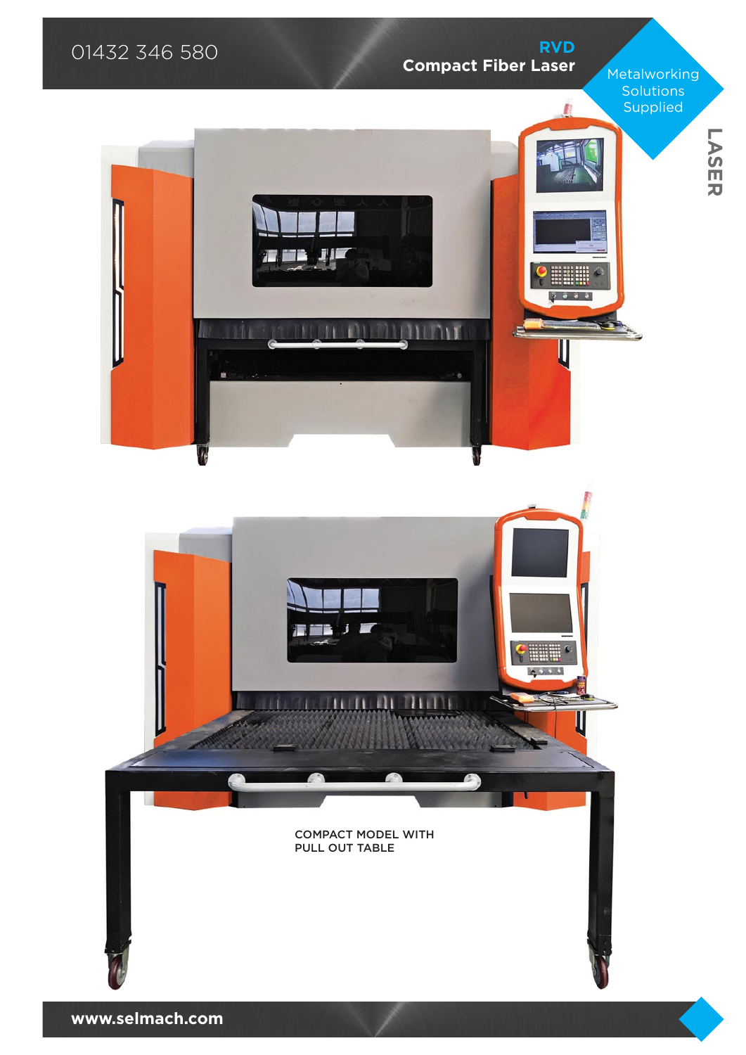# RVD
## Compact Fiber Laser

COMPACT MODEL WITH PULL OUT TABLE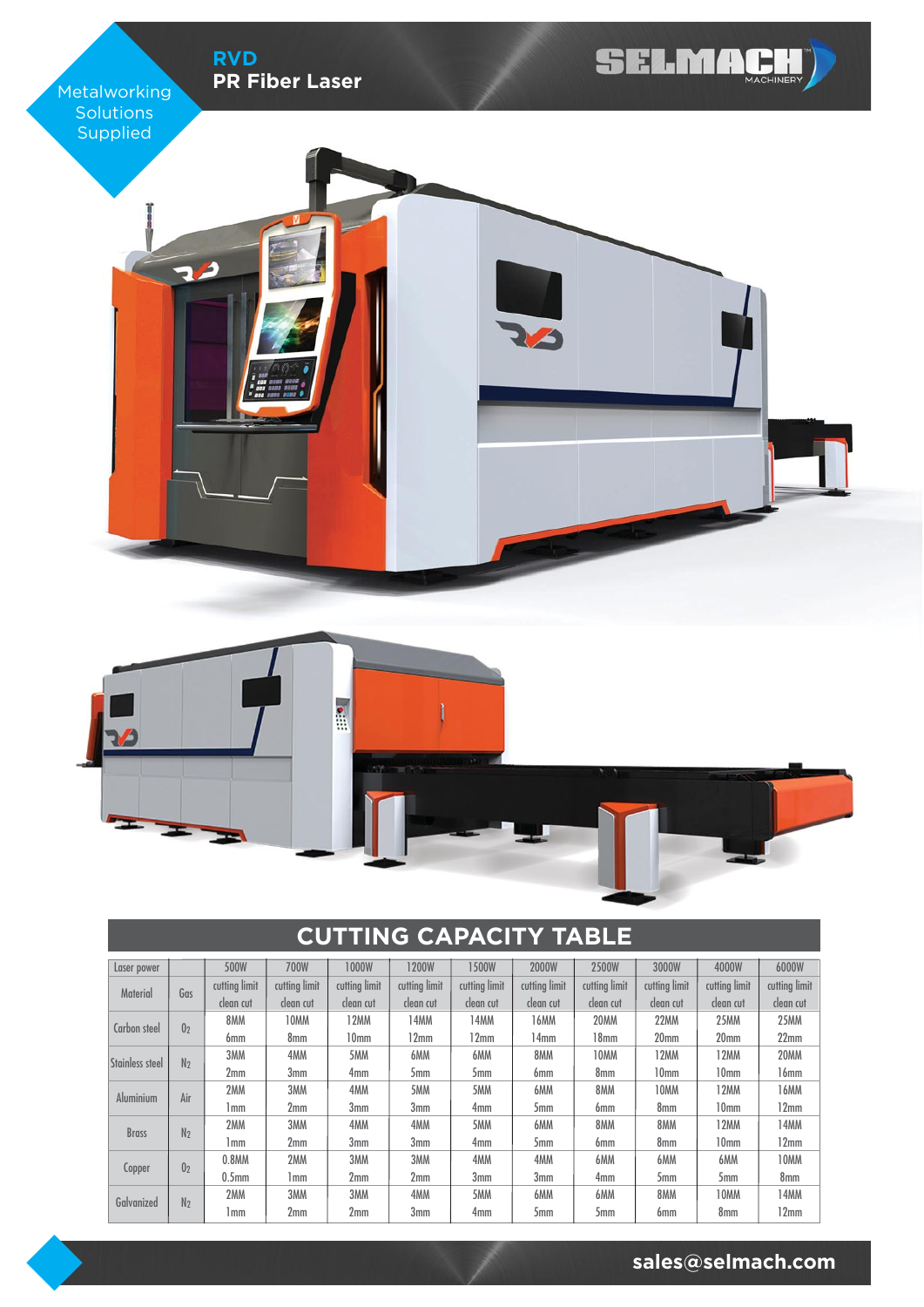Metalworking Solutions Supplied

# RVD
## PR Fiber Laser

SELMACH MACHINERY

## CUTTING CAPACITY TABLE

| Laser power | | 500W | 700W | 1000W | 1200W | 1500W | 2000W | 2500W | 3000W | 4000W | 6000W |
|---|---|---|---|---|---|---|---|---|---|---|---|
| Material | Gas | cutting limit clean cut | cutting limit clean cut | cutting limit clean cut | cutting limit clean cut | cutting limit clean cut | cutting limit clean cut | cutting limit clean cut | cutting limit clean cut | cutting limit clean cut | cutting limit clean cut |
| Carbon steel | $O_2$ | 8MM 6mm | 10MM 8mm | 12MM 10mm | 14MM 12mm | 14MM 12mm | 16MM 14mm | 20MM 18mm | 22MM 20mm | 25MM 20mm | 25MM 22mm |
| Stainless steel | $N_2$ | 3MM 2mm | 4MM 3mm | 5MM 4mm | 6MM 5mm | 6MM 5mm | 8MM 6mm | 10MM 8mm | 12MM 10mm | 12MM 10mm | 20MM 16mm |
| Aluminium | Air | 2MM 1mm | 3MM 2mm | 4MM 3mm | 5MM 3mm | 5MM 4mm | 6MM 5mm | 8MM 6mm | 10MM 8mm | 12MM 10mm | 16MM 12mm |
| Brass | $N_2$ | 2MM 1mm | 3MM 2mm | 4MM 3mm | 4MM 3mm | 5MM 4mm | 6MM 5mm | 8MM 6mm | 8MM 8mm | 12MM 10mm | 14MM 12mm |
| Copper | $O_2$ | 0.8MM 0.5mm | 2MM 1mm | 3MM 2mm | 3MM 2mm | 4MM 3mm | 4MM 3mm | 6MM 4mm | 6MM 5mm | 6MM 5mm | 10MM 8mm |
| Galvanized | $N_2$ | 2MM 1mm | 3MM 2mm | 3MM 2mm | 4MM 3mm | 5MM 4mm | 6MM 5mm | 6MM 5mm | 8MM 6mm | 10MM 8mm | 14MM 12mm |

sales@selmach.com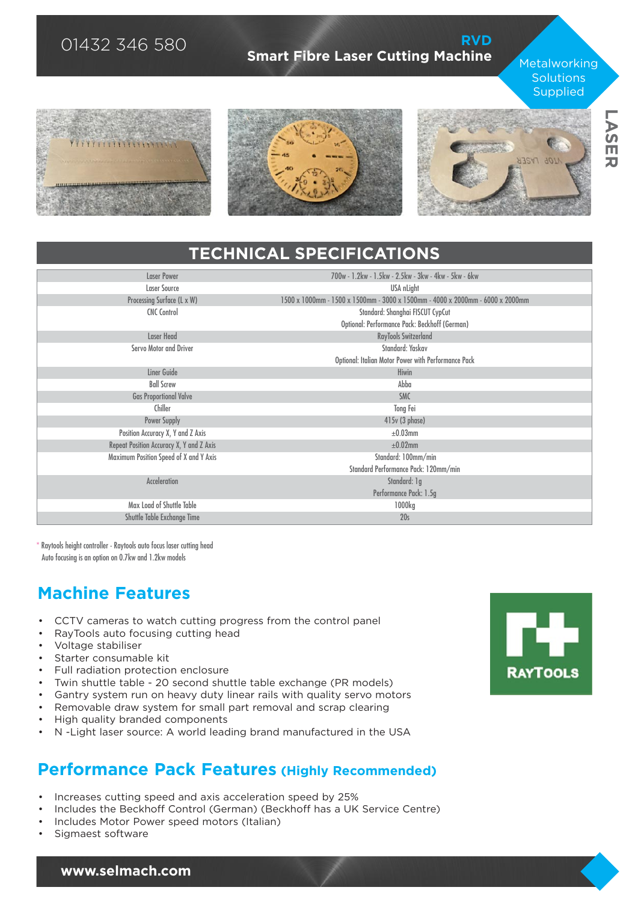01432 346 580

# RVD
## Smart Fibre Laser Cutting Machine

Metalworking Solutions Supplied

LASER

## TECHNICAL SPECIFICATIONS

| | |
|---|---|
| Laser Power | 700w - 1.2kw - 1.5kw - 2.5kw - 3kw - 4kw - 5kw - 6kw |
| Laser Source | USA nLight |
| Processing Surface (L x W) | 1500 x 1000mm - 1500 x 1500mm - 3000 x 1500mm - 4000 x 2000mm - 6000 x 2000mm |
| CNC Control | Standard: Shanghai FISCUT CypCut<br>Optional: Performance Pack: Beckhoff (German) |
| Laser Head | RayTools Switzerland |
| Servo Motor and Driver | Standard: Yaskav<br>Optional: Italian Motor Power with Performance Pack |
| Liner Guide | Hiwin |
| Ball Screw | Abba |
| Gas Proportional Valve | SMC |
| Chiller | Tong Fei |
| Power Supply | 415v (3 phase) |
| Position Accuracy X, Y and Z Axis | ±0.03mm |
| Repeat Position Accuracy X, Y and Z Axis | ±0.02mm |
| Maximum Position Speed of X and Y Axis | Standard: 100mm/min<br>Standard Performance Pack: 120mm/min |
| Acceleration | Standard: 1g<br>Performance Pack: 1.5g |
| Max Load of Shuttle Table | 1000kg |
| Shuttle Table Exchange Time | 20s |

* Raytools height controller - Raytools auto focus laser cutting head
Auto focusing is an option on 0.7kw and 1.2kw models

## Machine Features

- CCTV cameras to watch cutting progress from the control panel
- RayTools auto focusing cutting head
- Voltage stabiliser
- Starter consumable kit
- Full radiation protection enclosure
- Twin shuttle table - 20 second shuttle table exchange (PR models)
- Gantry system run on heavy duty linear rails with quality servo motors
- Removable draw system for small part removal and scrap clearing
- High quality branded components
- N -Light laser source: A world leading brand manufactured in the USA

RAYTOOLS

## Performance Pack Features (Highly Recommended)

- Increases cutting speed and axis acceleration speed by 25%
- Includes the Beckhoff Control (German) (Beckhoff has a UK Service Centre)
- Includes Motor Power speed motors (Italian)
- Sigmaest software

www.selmach.com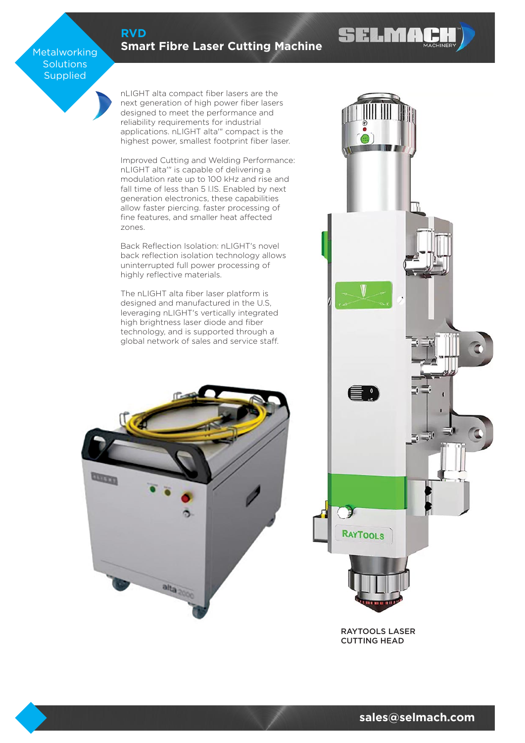# RVD
## Smart Fibre Laser Cutting Machine

nLIGHT alta compact fiber lasers are the next generation of high power fiber lasers designed to meet the performance and reliability requirements for industrial applications. nLIGHT alta'" compact is the highest power, smallest footprint fiber laser.

Improved Cutting and Welding Performance: nLIGHT alta'" is capable of delivering a modulation rate up to 100 kHz and rise and fall time of less than 5 I.IS. Enabled by next generation electronics, these capabilities allow faster piercing. faster processing of fine features, and smaller heat affected zones.

Back Reflection Isolation: nLIGHT's novel back reflection isolation technology allows uninterrupted full power processing of highly reflective materials.

The nLIGHT alta fiber laser platform is designed and manufactured in the U.S, leveraging nLIGHT's vertically integrated high brightness laser diode and fiber technology, and is supported through a global network of sales and service staff.

RAYTOOLS LASER CUTTING HEAD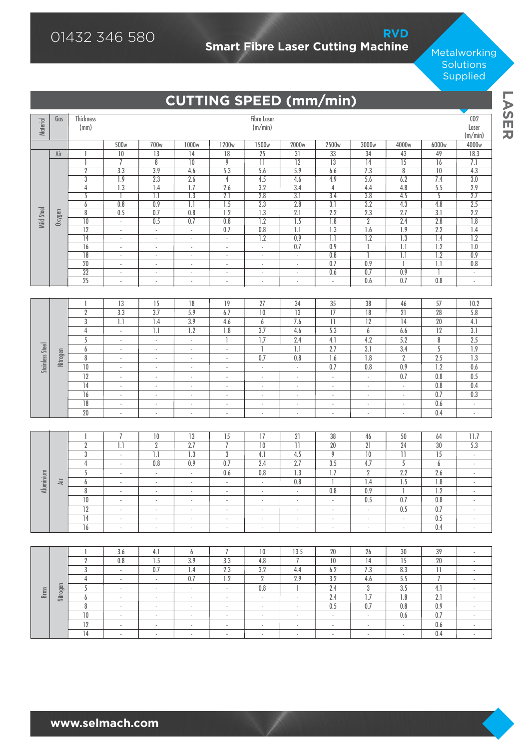01432 346 580

**RVD**
**Smart Fibre Laser Cutting Machine**

Metalworking Solutions Supplied

LASER

# CUTTING SPEED (mm/min)

| Material | Gas | Thickness (mm) | Fibre Laser (m/min) | | | | | | | | | | $CO_2$ Laser (m/min) |
|---|---|---|---|---|---|---|---|---|---|---|---|---|---|
| | | | 500w | 700w | 1000w | 1200w | 1500w | 2000w | 2500w | 3000w | 4000w | 6000w | 4000w |
| Mild Steel | Air | 1 | 10 | 13 | 14 | 18 | 25 | 31 | 33 | 34 | 43 | 49 | 18.3 |
| | Oxygen | 1 | 7 | 8 | 10 | 9 | 11 | 12 | 13 | 14 | 15 | 16 | 7.1 |
| | | 2 | 3.3 | 3.9 | 4.6 | 5.3 | 5.6 | 5.9 | 6.6 | 7.3 | 8 | 10 | 4.3 |
| | | 3 | 1.9 | 2.3 | 2.6 | 4 | 4.5 | 4.6 | 4.9 | 5.6 | 6.2 | 7.4 | 3.0 |
| | | 4 | 1.3 | 1.4 | 1.7 | 2.6 | 3.2 | 3.4 | 4 | 4.4 | 4.8 | 5.5 | 2.9 |
| | | 5 | 1 | 1.1 | 1.3 | 2.1 | 2.8 | 3.1 | 3.4 | 3.8 | 4.5 | 5 | 2.7 |
| | | 6 | 0.8 | 0.9 | 1.1 | 1.5 | 2.3 | 2.8 | 3.1 | 3.2 | 4.3 | 4.8 | 2.5 |
| | | 8 | 0.5 | 0.7 | 0.8 | 1.2 | 1.3 | 2.1 | 2.2 | 2.3 | 2.7 | 3.1 | 2.2 |
| | | 10 | - | 0.5 | 0.7 | 0.8 | 1.2 | 1.5 | 1.8 | 2 | 2.4 | 2.8 | 1.8 |
| | | 12 | - | - | - | 0.7 | 0.8 | 1.1 | 1.3 | 1.6 | 1.9 | 2.2 | 1.4 |
| | | 14 | - | - | - | - | 1.2 | 0.9 | 1.1 | 1.2 | 1.3 | 1.4 | 1.2 |
| | | 16 | - | - | - | - | - | 0.7 | 0.9 | 1 | 1.1 | 1.2 | 1.0 |
| | | 18 | - | - | - | - | - | - | 0.8 | 1 | 1.1 | 1.2 | 0.9 |
| | | 20 | - | - | - | - | - | - | 0.7 | 0.9 | 1 | 1.1 | 0.8 |
| | | 22 | - | - | - | - | - | - | 0.6 | 0.7 | 0.9 | 1 | - |
| | | 25 | - | - | - | - | - | - | - | 0.6 | 0.7 | 0.8 | - |
| Stainless Steel | Nitrogen | 1 | 13 | 15 | 18 | 19 | 27 | 34 | 35 | 38 | 46 | 57 | 10.2 |
| | | 2 | 3.3 | 3.7 | 5.9 | 6.7 | 10 | 13 | 17 | 18 | 21 | 28 | 5.8 |
| | | 3 | 1.1 | 1.4 | 3.9 | 4.6 | 6 | 7.6 | 11 | 12 | 14 | 20 | 4.1 |
| | | 4 | - | 1.1 | 1.2 | 1.8 | 3.7 | 4.6 | 5.3 | 6 | 6.6 | 12 | 3.1 |
| | | 5 | - | - | - | 1 | 1.7 | 2.4 | 4.1 | 4.2 | 5.2 | 8 | 2.5 |
| | | 6 | - | - | - | - | 1 | 1.1 | 2.7 | 3.1 | 3.4 | 5 | 1.9 |
| | | 8 | - | - | - | - | 0.7 | 0.8 | 1.6 | 1.8 | 2 | 2.5 | 1.3 |
| | | 10 | - | - | - | - | - | - | 0.7 | 0.8 | 0.9 | 1.2 | 0.6 |
| | | 12 | - | - | - | - | - | - | - | - | 0.7 | 0.8 | 0.5 |
| | | 14 | - | - | - | - | - | - | - | - | - | 0.8 | 0.4 |
| | | 16 | - | - | - | - | - | - | - | - | - | 0.7 | 0.3 |
| | | 18 | - | - | - | - | - | - | - | - | - | 0.6 | - |
| | | 20 | - | - | - | - | - | - | - | - | - | 0.4 | - |
| Aluminium | Air | 1 | 7 | 10 | 13 | 15 | 17 | 21 | 38 | 46 | 50 | 64 | 11.7 |
| | | 2 | 1.1 | 2 | 2.7 | 7 | 10 | 11 | 20 | 21 | 24 | 30 | 5.3 |
| | | 3 | - | 1.1 | 1.3 | 3 | 4.1 | 4.5 | 9 | 10 | 11 | 15 | - |
| | | 4 | - | 0.8 | 0.9 | 0.7 | 2.4 | 2.7 | 3.5 | 4.7 | 5 | 6 | - |
| | | 5 | - | - | - | 0.6 | 0.8 | 1.3 | 1.7 | 2 | 2.2 | 2.6 | - |
| | | 6 | - | - | - | - | - | 0.8 | 1 | 1.4 | 1.5 | 1.8 | - |
| | | 8 | - | - | - | - | - | - | 0.8 | 0.9 | 1 | 1.2 | - |
| | | 10 | - | - | - | - | - | - | - | 0.5 | 0.7 | 0.8 | - |
| | | 12 | - | - | - | - | - | - | - | - | 0.5 | 0.7 | - |
| | | 14 | - | - | - | - | - | - | - | - | - | 0.5 | - |
| | | 16 | - | - | - | - | - | - | - | - | - | 0.4 | - |
| Brass | Nitrogen | 1 | 3.6 | 4.1 | 6 | 7 | 10 | 13.5 | 20 | 26 | 30 | 39 | - |
| | | 2 | 0.8 | 1.5 | 3.9 | 3.3 | 4.8 | 7 | 10 | 14 | 15 | 20 | - |
| | | 3 | - | 0.7 | 1.4 | 2.3 | 3.2 | 4.4 | 6.2 | 7.3 | 8.3 | 11 | - |
| | | 4 | - | - | 0.7 | 1.2 | 2 | 2.9 | 3.2 | 4.6 | 5.5 | 7 | - |
| | | 5 | - | - | - | - | 0.8 | 1 | 2.4 | 3 | 3.5 | 4.1 | - |
| | | 6 | - | - | - | - | - | - | 2.4 | 1.7 | 1.8 | 2.1 | - |
| | | 8 | - | - | - | - | - | - | 0.5 | 0.7 | 0.8 | 0.9 | - |
| | | 10 | - | - | - | - | - | - | - | - | 0.6 | 0.7 | - |
| | | 12 | - | - | - | - | - | - | - | - | - | 0.6 | - |
| | | 14 | - | - | - | - | - | - | - | - | - | 0.4 | - |

**www.selmach.com**